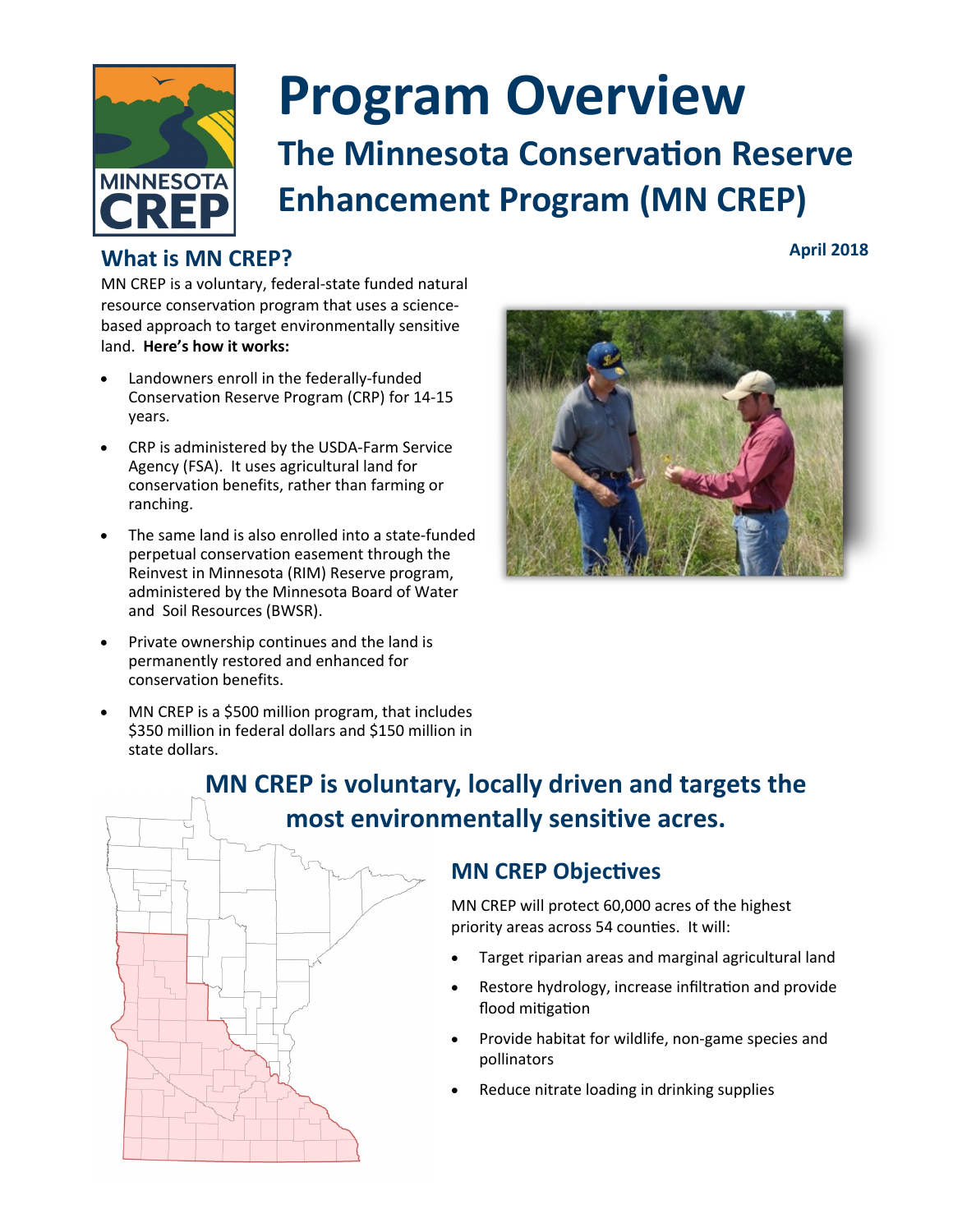# Program Overview

## The Minnesota Conservation Reserve Enhancement Program (MN CREP)

**April 2018**

## What is MN CREP?

MN CREP is a voluntary, federal-state funded natural resource conservation program that uses a science-based approach to target environmentally sensitive land. **Here's how it works:**

- Landowners enroll in the federally-funded Conservation Reserve Program (CRP) for 14-15 years.
- CRP is administered by the USDA-Farm Service Agency (FSA). It uses agricultural land for conservation benefits, rather than farming or ranching.
- The same land is also enrolled into a state-funded perpetual conservation easement through the Reinvest in Minnesota (RIM) Reserve program, administered by the Minnesota Board of Water and Soil Resources (BWSR).
- Private ownership continues and the land is permanently restored and enhanced for conservation benefits.
- MN CREP is a $500 million program, that includes $350 million in federal dollars and $150 million in state dollars.

## MN CREP is voluntary, locally driven and targets the most environmentally sensitive acres.

### MN CREP Objectives

MN CREP will protect 60,000 acres of the highest priority areas across 54 counties. It will:

- Target riparian areas and marginal agricultural land
- Restore hydrology, increase infiltration and provide flood mitigation
- Provide habitat for wildlife, non-game species and pollinators
- Reduce nitrate loading in drinking supplies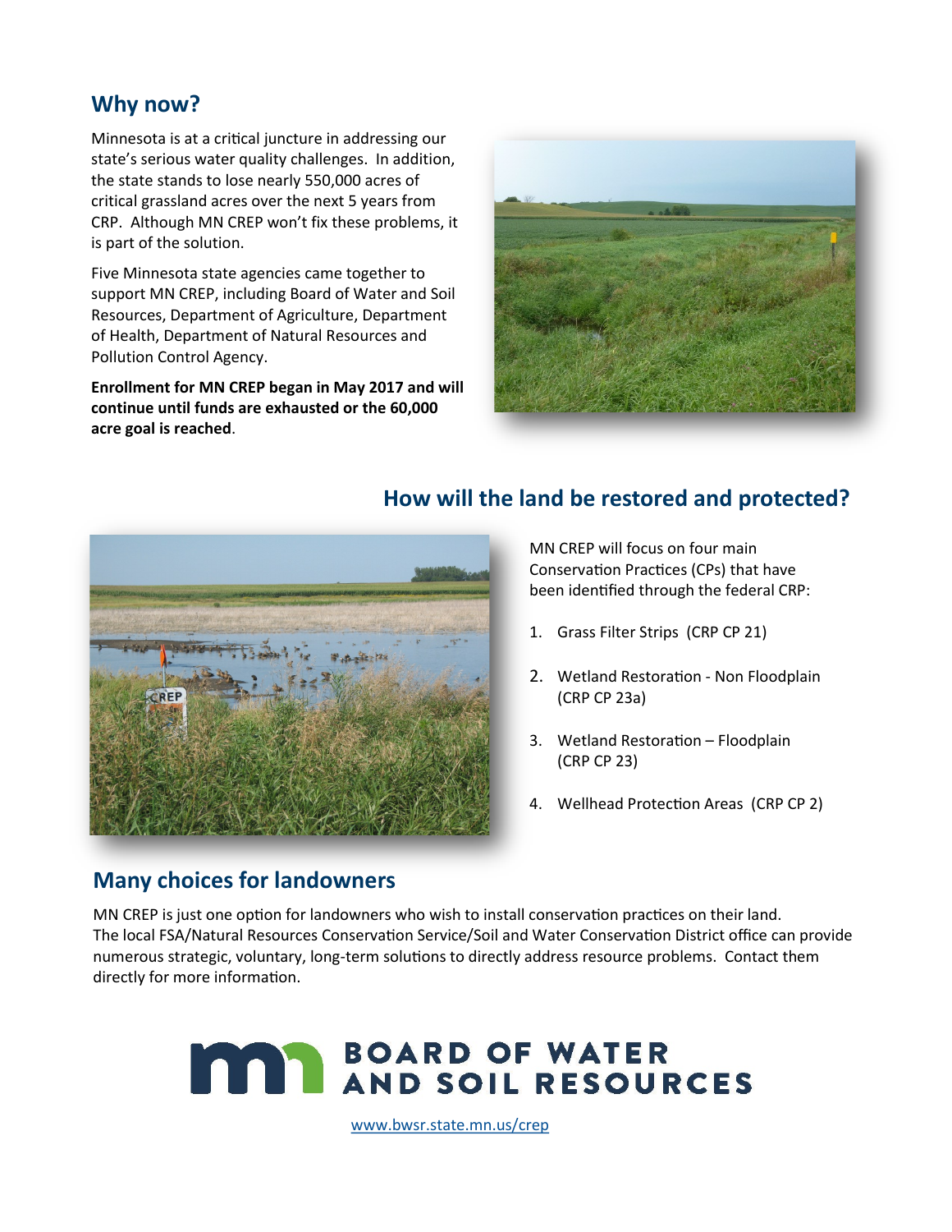## Why now?

Minnesota is at a critical juncture in addressing our state's serious water quality challenges. In addition, the state stands to lose nearly 550,000 acres of critical grassland acres over the next 5 years from CRP. Although MN CREP won't fix these problems, it is part of the solution.

Five Minnesota state agencies came together to support MN CREP, including Board of Water and Soil Resources, Department of Agriculture, Department of Health, Department of Natural Resources and Pollution Control Agency.

**Enrollment for MN CREP began in May 2017 and will continue until funds are exhausted or the 60,000 acre goal is reached**.

## How will the land be restored and protected?

MN CREP will focus on four main Conservation Practices (CPs) that have been identified through the federal CRP:

1. Grass Filter Strips (CRP CP 21)
2. Wetland Restoration - Non Floodplain (CRP CP 23a)
3. Wetland Restoration – Floodplain (CRP CP 23)
4. Wellhead Protection Areas (CRP CP 2)

## Many choices for landowners

MN CREP is just one option for landowners who wish to install conservation practices on their land. The local FSA/Natural Resources Conservation Service/Soil and Water Conservation District office can provide numerous strategic, voluntary, long-term solutions to directly address resource problems. Contact them directly for more information.

BOARD OF WATER AND SOIL RESOURCES

www.bwsr.state.mn.us/crep